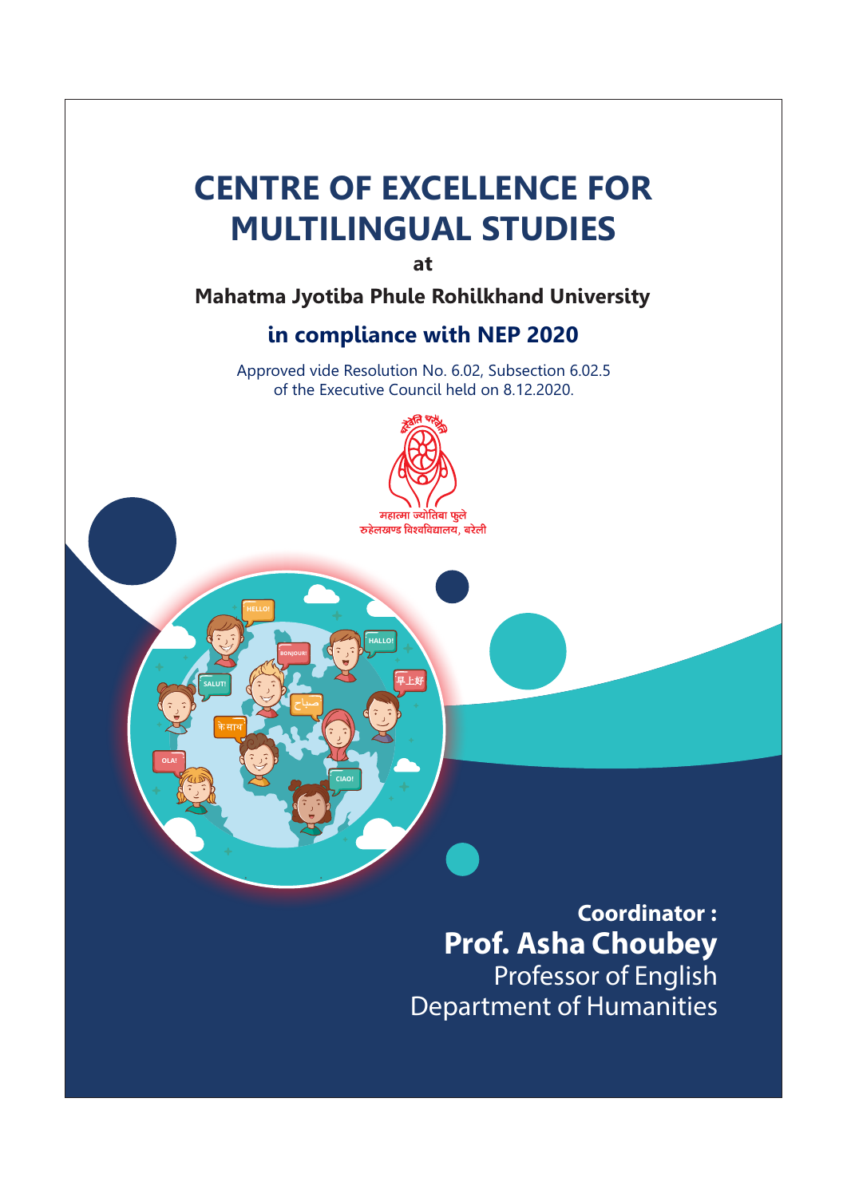# CENTRE OF EXCELLENCE FOR MULTILINGUAL STUDIES

**at**

**Mahatma Jyotiba Phule Rohilkhand University**

## in compliance with NEP 2020

Approved vide Resolution No. 6.02, Subsection 6.02.5 of the Executive Council held on 8.12.2020.

चरैवेति चरैवेति

महात्मा ज्योतिबा फुले रुहेलखण्ड विश्वविद्यालय, बरेली

**Coordinator :**

**Prof. Asha Choubey**

Professor of English

Department of Humanities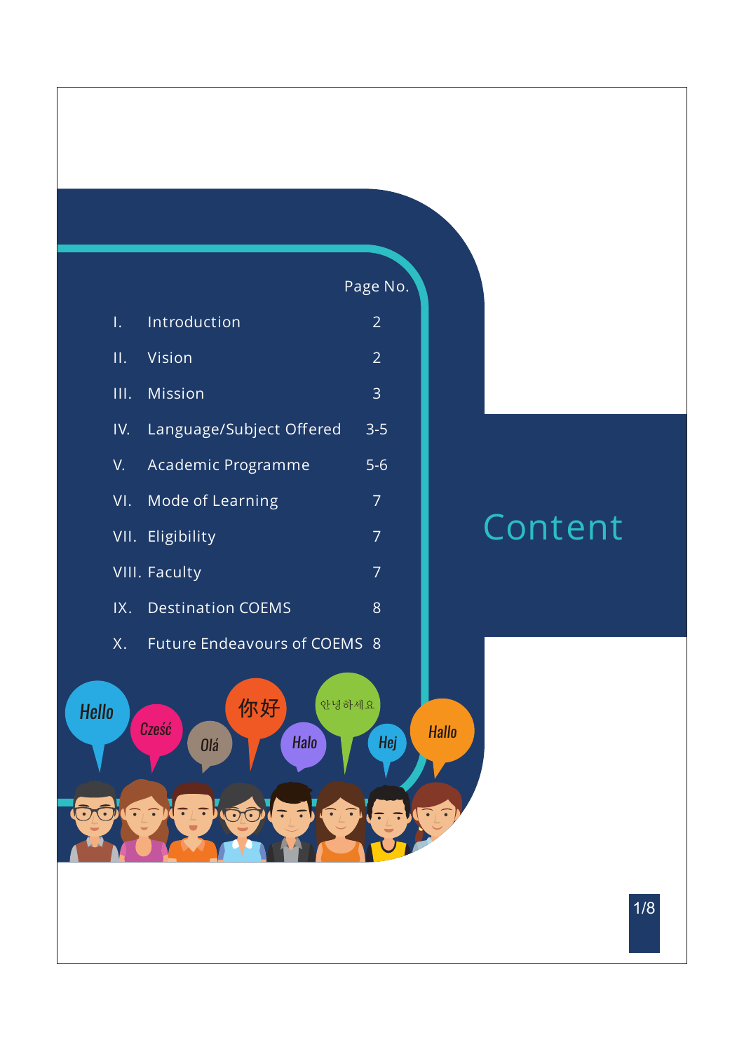# Content

| | | Page No. |
|---|---|---|
| I. | Introduction | 2 |
| II. | Vision | 2 |
| III. | Mission | 3 |
| IV. | Language/Subject Offered | 3-5 |
| V. | Academic Programme | 5-6 |
| VI. | Mode of Learning | 7 |
| VII. | Eligibility | 7 |
| VIII. | Faculty | 7 |
| IX. | Destination COEMS | 8 |
| X. | Future Endeavours of COEMS | 8 |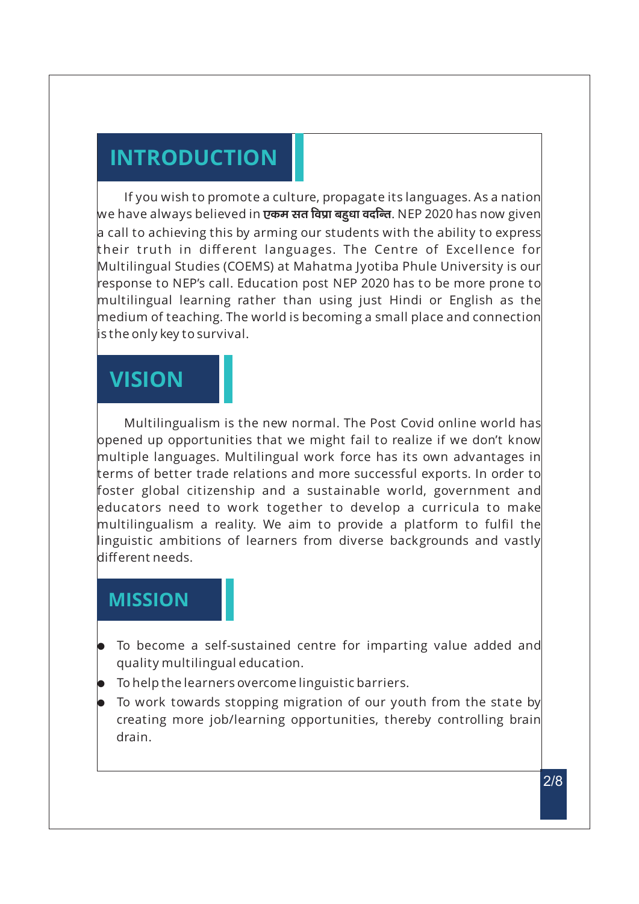## INTRODUCTION

If you wish to promote a culture, propagate its languages. As a nation we have always believed in **एकम सत विप्रा बहुधा वदन्ति**. NEP 2020 has now given a call to achieving this by arming our students with the ability to express their truth in different languages. The Centre of Excellence for Multilingual Studies (COEMS) at Mahatma Jyotiba Phule University is our response to NEP's call. Education post NEP 2020 has to be more prone to multilingual learning rather than using just Hindi or English as the medium of teaching. The world is becoming a small place and connection is the only key to survival.

## VISION

Multilingualism is the new normal. The Post Covid online world has opened up opportunities that we might fail to realize if we don't know multiple languages. Multilingual work force has its own advantages in terms of better trade relations and more successful exports. In order to foster global citizenship and a sustainable world, government and educators need to work together to develop a curricula to make multilingualism a reality. We aim to provide a platform to fulfil the linguistic ambitions of learners from diverse backgrounds and vastly different needs.

## MISSION

- To become a self-sustained centre for imparting value added and quality multilingual education.
- To help the learners overcome linguistic barriers.
- To work towards stopping migration of our youth from the state by creating more job/learning opportunities, thereby controlling brain drain.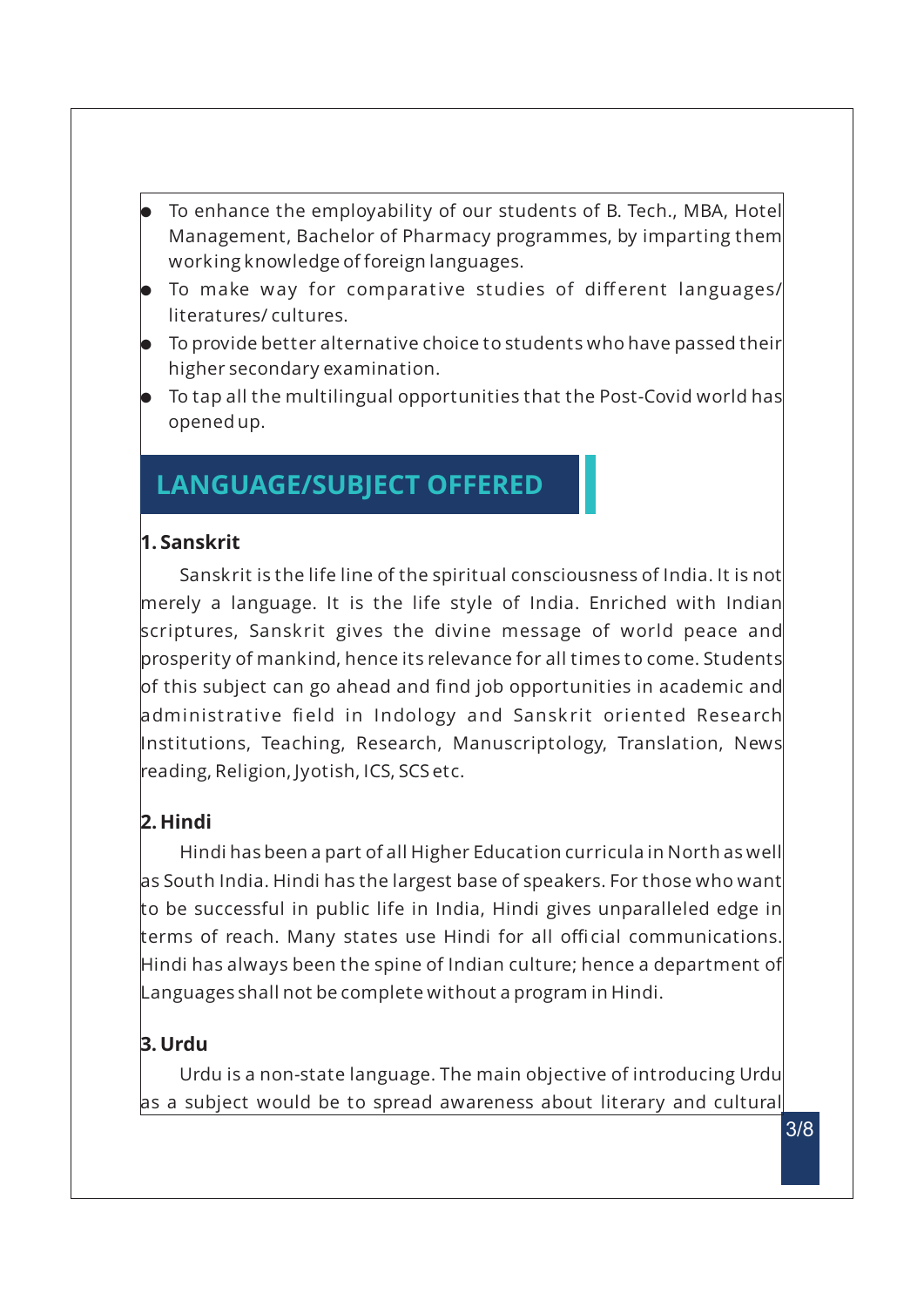- To enhance the employability of our students of B. Tech., MBA, Hotel Management, Bachelor of Pharmacy programmes, by imparting them working knowledge of foreign languages.
- To make way for comparative studies of different languages/ literatures/ cultures.
- To provide better alternative choice to students who have passed their higher secondary examination.
- To tap all the multilingual opportunities that the Post-Covid world has opened up.

## LANGUAGE/SUBJECT OFFERED

### 1. Sanskrit

Sanskrit is the life line of the spiritual consciousness of India. It is not merely a language. It is the life style of India. Enriched with Indian scriptures, Sanskrit gives the divine message of world peace and prosperity of mankind, hence its relevance for all times to come. Students of this subject can go ahead and find job opportunities in academic and administrative field in Indology and Sanskrit oriented Research Institutions, Teaching, Research, Manuscriptology, Translation, News reading, Religion, Jyotish, ICS, SCS etc.

### 2. Hindi

Hindi has been a part of all Higher Education curricula in North as well as South India. Hindi has the largest base of speakers. For those who want to be successful in public life in India, Hindi gives unparalleled edge in terms of reach. Many states use Hindi for all official communications. Hindi has always been the spine of Indian culture; hence a department of Languages shall not be complete without a program in Hindi.

### 3. Urdu

Urdu is a non-state language. The main objective of introducing Urdu as a subject would be to spread awareness about literary and cultural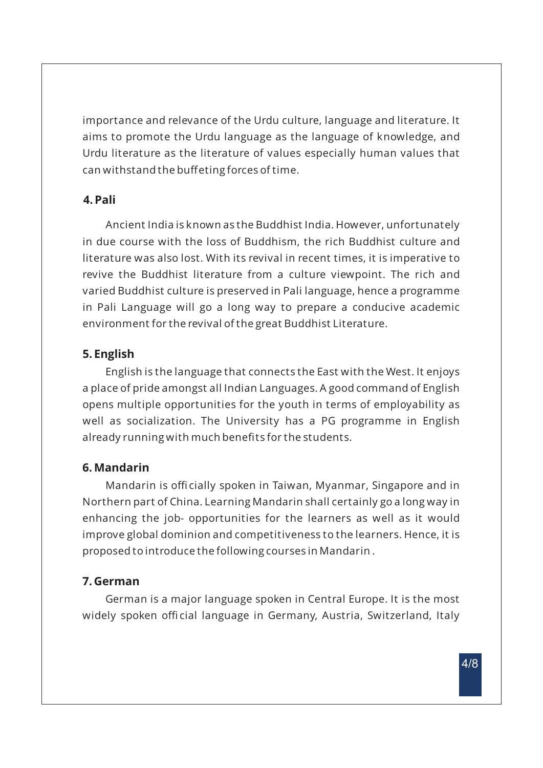importance and relevance of the Urdu culture, language and literature. It aims to promote the Urdu language as the language of knowledge, and Urdu literature as the literature of values especially human values that can withstand the buffeting forces of time.

### 4. Pali

Ancient India is known as the Buddhist India. However, unfortunately in due course with the loss of Buddhism, the rich Buddhist culture and literature was also lost. With its revival in recent times, it is imperative to revive the Buddhist literature from a culture viewpoint. The rich and varied Buddhist culture is preserved in Pali language, hence a programme in Pali Language will go a long way to prepare a conducive academic environment for the revival of the great Buddhist Literature.

### 5. English

English is the language that connects the East with the West. It enjoys a place of pride amongst all Indian Languages. A good command of English opens multiple opportunities for the youth in terms of employability as well as socialization. The University has a PG programme in English already running with much benefits for the students.

### 6. Mandarin

Mandarin is officially spoken in Taiwan, Myanmar, Singapore and in Northern part of China. Learning Mandarin shall certainly go a long way in enhancing the job- opportunities for the learners as well as it would improve global dominion and competitiveness to the learners. Hence, it is proposed to introduce the following courses in Mandarin .

### 7. German

German is a major language spoken in Central Europe. It is the most widely spoken official language in Germany, Austria, Switzerland, Italy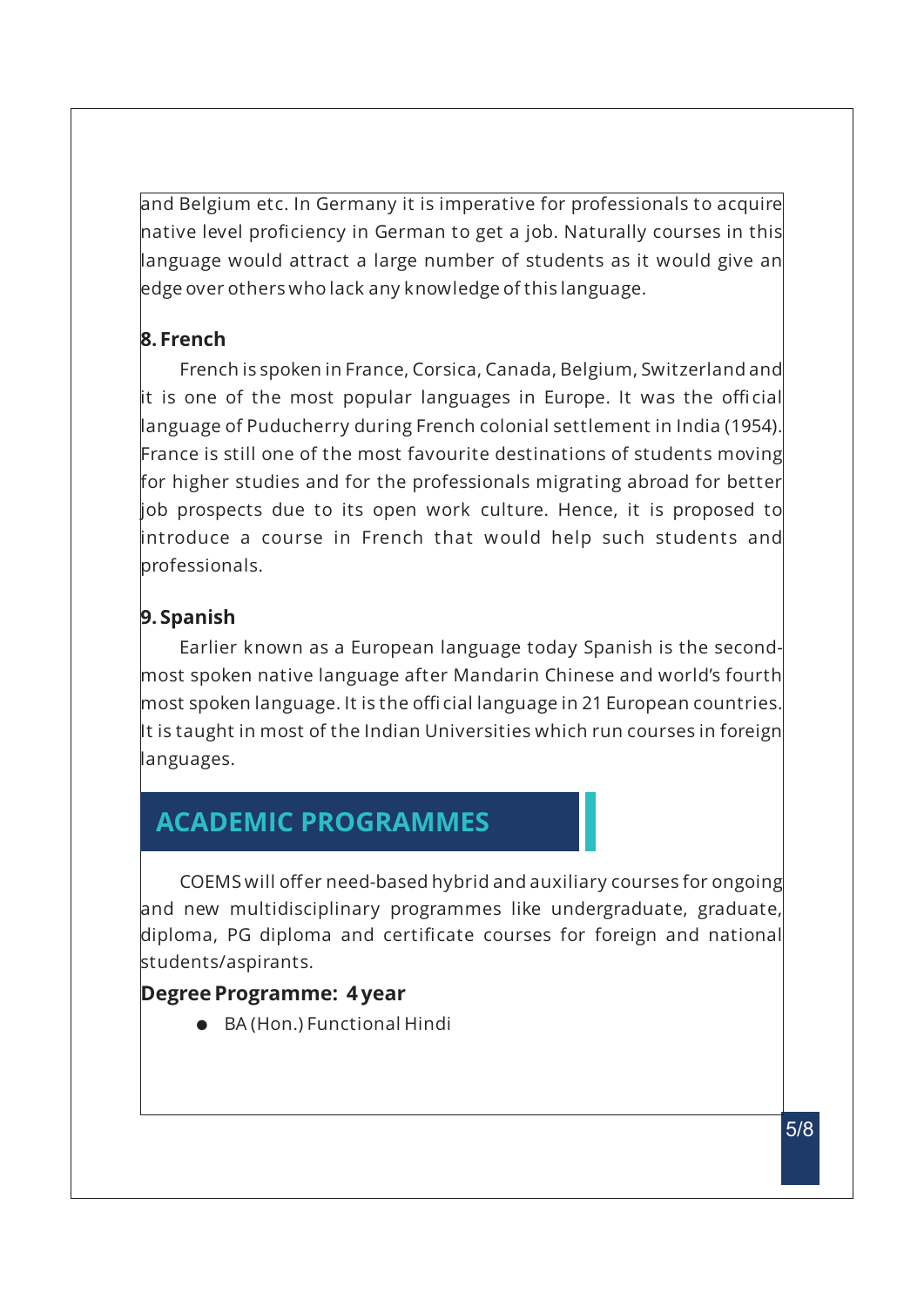and Belgium etc. In Germany it is imperative for professionals to acquire native level proficiency in German to get a job. Naturally courses in this language would attract a large number of students as it would give an edge over others who lack any knowledge of this language.

### 8. French

French is spoken in France, Corsica, Canada, Belgium, Switzerland and it is one of the most popular languages in Europe. It was the official language of Puducherry during French colonial settlement in India (1954). France is still one of the most favourite destinations of students moving for higher studies and for the professionals migrating abroad for better job prospects due to its open work culture. Hence, it is proposed to introduce a course in French that would help such students and professionals.

### 9. Spanish

Earlier known as a European language today Spanish is the second-most spoken native language after Mandarin Chinese and world's fourth most spoken language. It is the official language in 21 European countries. It is taught in most of the Indian Universities which run courses in foreign languages.

## ACADEMIC PROGRAMMES

COEMS will offer need-based hybrid and auxiliary courses for ongoing and new multidisciplinary programmes like undergraduate, graduate, diploma, PG diploma and certificate courses for foreign and national students/aspirants.

**Degree Programme: 4 year**

- BA (Hon.) Functional Hindi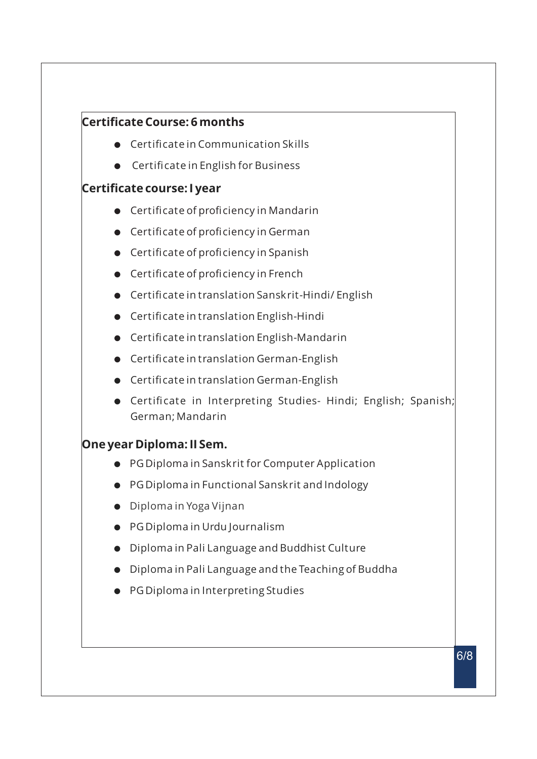**Certificate Course: 6 months**

- Certificate in Communication Skills
- Certificate in English for Business

**Certificate course: I year**

- Certificate of proficiency in Mandarin
- Certificate of proficiency in German
- Certificate of proficiency in Spanish
- Certificate of proficiency in French
- Certificate in translation Sanskrit-Hindi/ English
- Certificate in translation English-Hindi
- Certificate in translation English-Mandarin
- Certificate in translation German-English
- Certificate in translation German-English
- Certificate in Interpreting Studies- Hindi; English; Spanish; German; Mandarin

**One year Diploma: II Sem.**

- PG Diploma in Sanskrit for Computer Application
- PG Diploma in Functional Sanskrit and Indology
- Diploma in Yoga Vijnan
- PG Diploma in Urdu Journalism
- Diploma in Pali Language and Buddhist Culture
- Diploma in Pali Language and the Teaching of Buddha
- PG Diploma in Interpreting Studies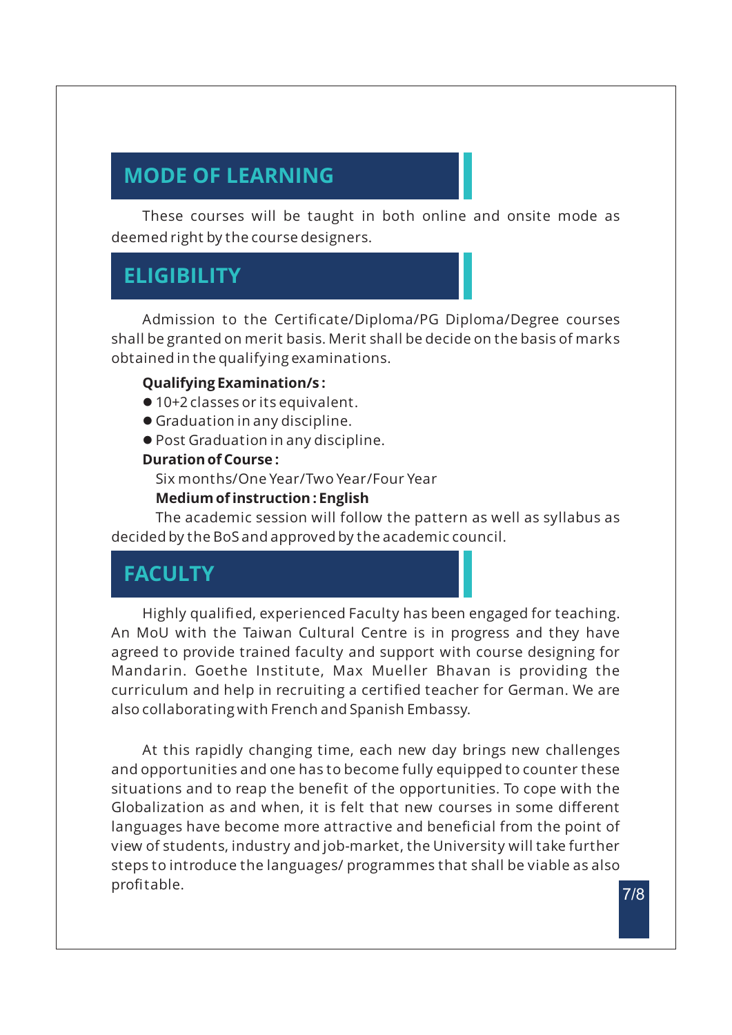## MODE OF LEARNING

These courses will be taught in both online and onsite mode as deemed right by the course designers.

## ELIGIBILITY

Admission to the Certificate/Diploma/PG Diploma/Degree courses shall be granted on merit basis. Merit shall be decide on the basis of marks obtained in the qualifying examinations.

**Qualifying Examination/s :**

- 10+2 classes or its equivalent.
- Graduation in any discipline.
- Post Graduation in any discipline.

**Duration of Course :**

Six months/One Year/Two Year/Four Year

**Medium of instruction : English**

The academic session will follow the pattern as well as syllabus as decided by the BoS and approved by the academic council.

## FACULTY

Highly qualified, experienced Faculty has been engaged for teaching. An MoU with the Taiwan Cultural Centre is in progress and they have agreed to provide trained faculty and support with course designing for Mandarin. Goethe Institute, Max Mueller Bhavan is providing the curriculum and help in recruiting a certified teacher for German. We are also collaborating with French and Spanish Embassy.

At this rapidly changing time, each new day brings new challenges and opportunities and one has to become fully equipped to counter these situations and to reap the benefit of the opportunities. To cope with the Globalization as and when, it is felt that new courses in some different languages have become more attractive and beneficial from the point of view of students, industry and job-market, the University will take further steps to introduce the languages/ programmes that shall be viable as also profitable.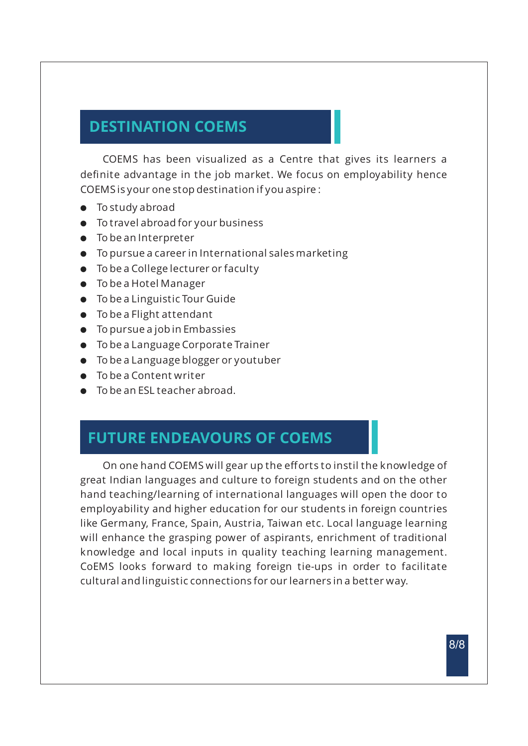## DESTINATION COEMS

COEMS has been visualized as a Centre that gives its learners a definite advantage in the job market. We focus on employability hence COEMS is your one stop destination if you aspire :

- To study abroad
- To travel abroad for your business
- To be an Interpreter
- To pursue a career in International sales marketing
- To be a College lecturer or faculty
- To be a Hotel Manager
- To be a Linguistic Tour Guide
- To be a Flight attendant
- To pursue a job in Embassies
- To be a Language Corporate Trainer
- To be a Language blogger or youtuber
- To be a Content writer
- To be an ESL teacher abroad.

## FUTURE ENDEAVOURS OF COEMS

On one hand COEMS will gear up the efforts to instil the knowledge of great Indian languages and culture to foreign students and on the other hand teaching/learning of international languages will open the door to employability and higher education for our students in foreign countries like Germany, France, Spain, Austria, Taiwan etc. Local language learning will enhance the grasping power of aspirants, enrichment of traditional knowledge and local inputs in quality teaching learning management. CoEMS looks forward to making foreign tie-ups in order to facilitate cultural and linguistic connections for our learners in a better way.